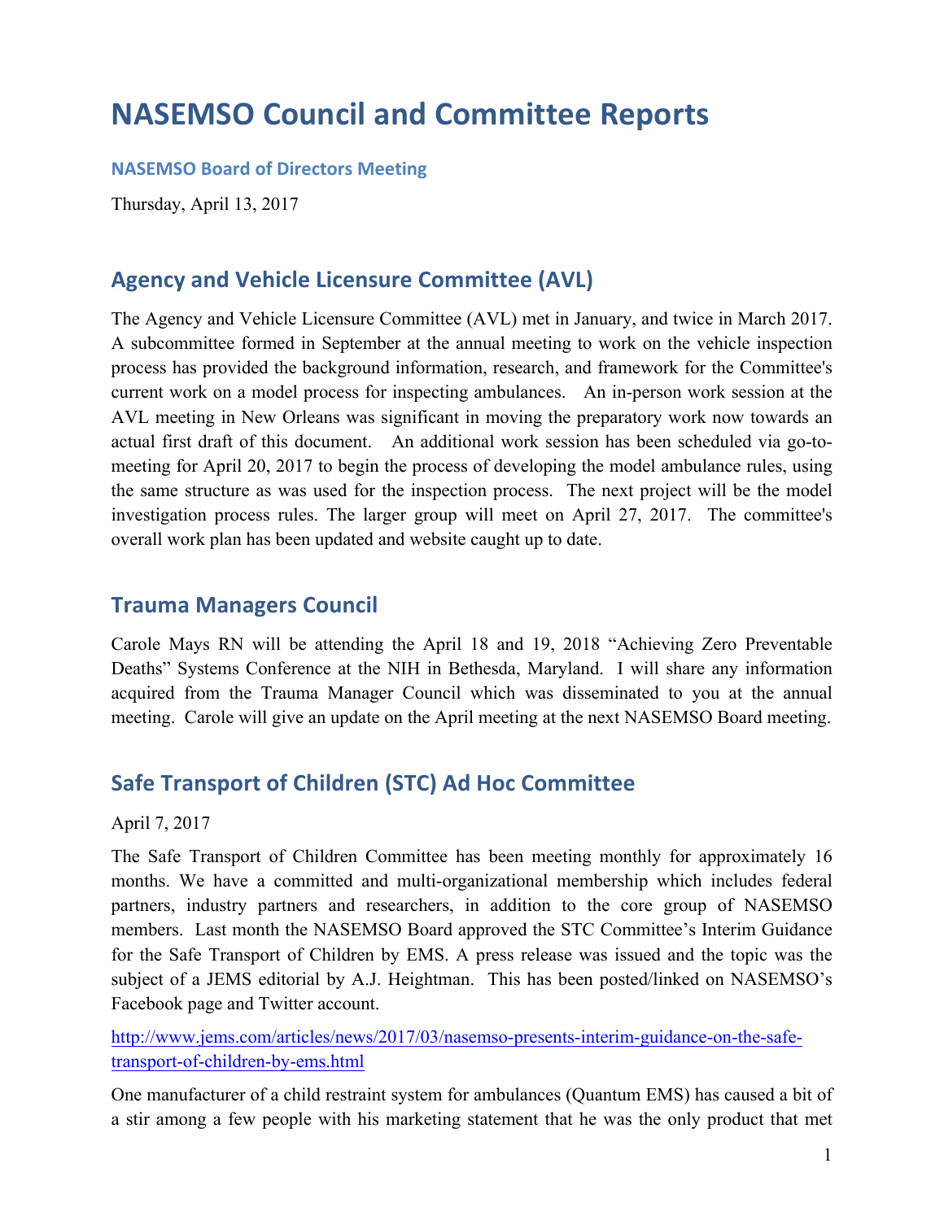# NASEMSO Council and Committee Reports

### NASEMSO Board of Directors Meeting

Thursday, April 13, 2017

## Agency and Vehicle Licensure Committee (AVL)

The Agency and Vehicle Licensure Committee (AVL) met in January, and twice in March 2017. A subcommittee formed in September at the annual meeting to work on the vehicle inspection process has provided the background information, research, and framework for the Committee's current work on a model process for inspecting ambulances. An in-person work session at the AVL meeting in New Orleans was significant in moving the preparatory work now towards an actual first draft of this document. An additional work session has been scheduled via go-to-meeting for April 20, 2017 to begin the process of developing the model ambulance rules, using the same structure as was used for the inspection process. The next project will be the model investigation process rules. The larger group will meet on April 27, 2017. The committee's overall work plan has been updated and website caught up to date.

## Trauma Managers Council

Carole Mays RN will be attending the April 18 and 19, 2018 "Achieving Zero Preventable Deaths" Systems Conference at the NIH in Bethesda, Maryland. I will share any information acquired from the Trauma Manager Council which was disseminated to you at the annual meeting. Carole will give an update on the April meeting at the next NASEMSO Board meeting.

## Safe Transport of Children (STC) Ad Hoc Committee

April 7, 2017

The Safe Transport of Children Committee has been meeting monthly for approximately 16 months. We have a committed and multi-organizational membership which includes federal partners, industry partners and researchers, in addition to the core group of NASEMSO members. Last month the NASEMSO Board approved the STC Committee's Interim Guidance for the Safe Transport of Children by EMS. A press release was issued and the topic was the subject of a JEMS editorial by A.J. Heightman. This has been posted/linked on NASEMSO's Facebook page and Twitter account.

http://www.jems.com/articles/news/2017/03/nasemso-presents-interim-guidance-on-the-safe-transport-of-children-by-ems.html

One manufacturer of a child restraint system for ambulances (Quantum EMS) has caused a bit of a stir among a few people with his marketing statement that he was the only product that met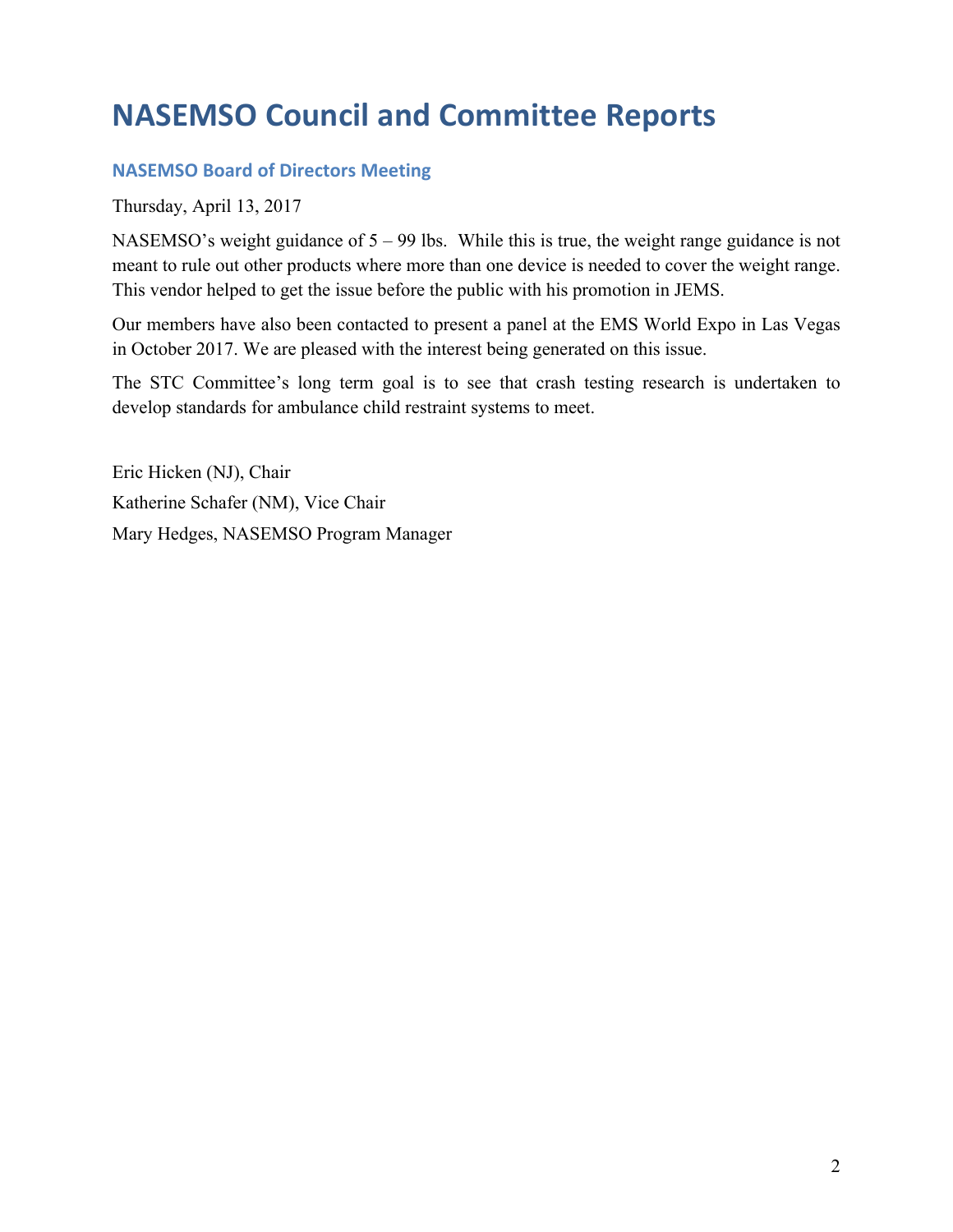# NASEMSO Council and Committee Reports

## NASEMSO Board of Directors Meeting

Thursday, April 13, 2017

NASEMSO's weight guidance of 5 – 99 lbs. While this is true, the weight range guidance is not meant to rule out other products where more than one device is needed to cover the weight range. This vendor helped to get the issue before the public with his promotion in JEMS.

Our members have also been contacted to present a panel at the EMS World Expo in Las Vegas in October 2017. We are pleased with the interest being generated on this issue.

The STC Committee's long term goal is to see that crash testing research is undertaken to develop standards for ambulance child restraint systems to meet.

Eric Hicken (NJ), Chair

Katherine Schafer (NM), Vice Chair

Mary Hedges, NASEMSO Program Manager